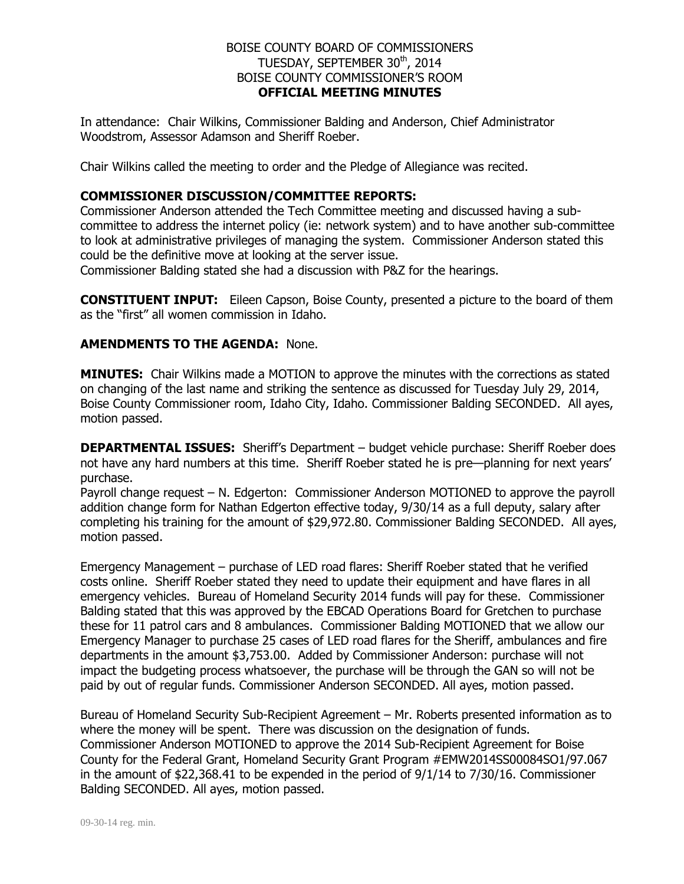# BOISE COUNTY BOARD OF COMMISSIONERS
## TUESDAY, SEPTEMBER 30th, 2014
## BOISE COUNTY COMMISSIONER'S ROOM
## OFFICIAL MEETING MINUTES

In attendance: Chair Wilkins, Commissioner Balding and Anderson, Chief Administrator Woodstrom, Assessor Adamson and Sheriff Roeber.

Chair Wilkins called the meeting to order and the Pledge of Allegiance was recited.

**COMMISSIONER DISCUSSION/COMMITTEE REPORTS:**
Commissioner Anderson attended the Tech Committee meeting and discussed having a sub-committee to address the internet policy (ie: network system) and to have another sub-committee to look at administrative privileges of managing the system. Commissioner Anderson stated this could be the definitive move at looking at the server issue.
Commissioner Balding stated she had a discussion with P&Z for the hearings.

**CONSTITUENT INPUT:** Eileen Capson, Boise County, presented a picture to the board of them as the "first" all women commission in Idaho.

**AMENDMENTS TO THE AGENDA:** None.

**MINUTES:** Chair Wilkins made a MOTION to approve the minutes with the corrections as stated on changing of the last name and striking the sentence as discussed for Tuesday July 29, 2014, Boise County Commissioner room, Idaho City, Idaho. Commissioner Balding SECONDED. All ayes, motion passed.

**DEPARTMENTAL ISSUES:** Sheriff's Department – budget vehicle purchase: Sheriff Roeber does not have any hard numbers at this time. Sheriff Roeber stated he is pre—planning for next years' purchase.
Payroll change request – N. Edgerton: Commissioner Anderson MOTIONED to approve the payroll addition change form for Nathan Edgerton effective today, 9/30/14 as a full deputy, salary after completing his training for the amount of $29,972.80. Commissioner Balding SECONDED. All ayes, motion passed.

Emergency Management – purchase of LED road flares: Sheriff Roeber stated that he verified costs online. Sheriff Roeber stated they need to update their equipment and have flares in all emergency vehicles. Bureau of Homeland Security 2014 funds will pay for these. Commissioner Balding stated that this was approved by the EBCAD Operations Board for Gretchen to purchase these for 11 patrol cars and 8 ambulances. Commissioner Balding MOTIONED that we allow our Emergency Manager to purchase 25 cases of LED road flares for the Sheriff, ambulances and fire departments in the amount $3,753.00. Added by Commissioner Anderson: purchase will not impact the budgeting process whatsoever, the purchase will be through the GAN so will not be paid by out of regular funds. Commissioner Anderson SECONDED. All ayes, motion passed.

Bureau of Homeland Security Sub-Recipient Agreement – Mr. Roberts presented information as to where the money will be spent. There was discussion on the designation of funds. Commissioner Anderson MOTIONED to approve the 2014 Sub-Recipient Agreement for Boise County for the Federal Grant, Homeland Security Grant Program #EMW2014SS00084SO1/97.067 in the amount of $22,368.41 to be expended in the period of 9/1/14 to 7/30/16. Commissioner Balding SECONDED. All ayes, motion passed.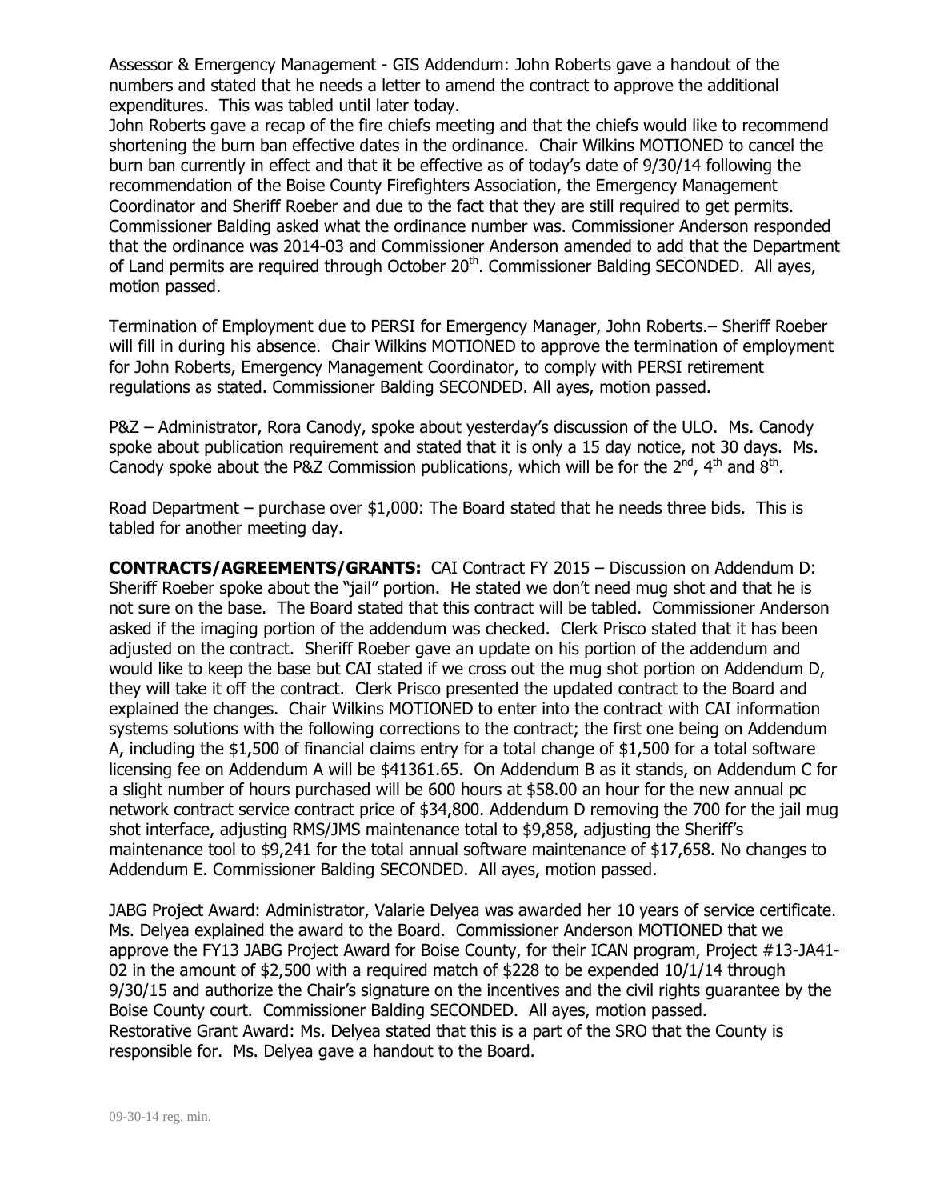Assessor & Emergency Management - GIS Addendum: John Roberts gave a handout of the numbers and stated that he needs a letter to amend the contract to approve the additional expenditures. This was tabled until later today.
John Roberts gave a recap of the fire chiefs meeting and that the chiefs would like to recommend shortening the burn ban effective dates in the ordinance. Chair Wilkins MOTIONED to cancel the burn ban currently in effect and that it be effective as of today's date of 9/30/14 following the recommendation of the Boise County Firefighters Association, the Emergency Management Coordinator and Sheriff Roeber and due to the fact that they are still required to get permits. Commissioner Balding asked what the ordinance number was. Commissioner Anderson responded that the ordinance was 2014-03 and Commissioner Anderson amended to add that the Department of Land permits are required through October 20th. Commissioner Balding SECONDED. All ayes, motion passed.

Termination of Employment due to PERSI for Emergency Manager, John Roberts.– Sheriff Roeber will fill in during his absence. Chair Wilkins MOTIONED to approve the termination of employment for John Roberts, Emergency Management Coordinator, to comply with PERSI retirement regulations as stated. Commissioner Balding SECONDED. All ayes, motion passed.

P&Z – Administrator, Rora Canody, spoke about yesterday's discussion of the ULO. Ms. Canody spoke about publication requirement and stated that it is only a 15 day notice, not 30 days. Ms. Canody spoke about the P&Z Commission publications, which will be for the 2nd, 4th and 8th.

Road Department – purchase over $1,000: The Board stated that he needs three bids. This is tabled for another meeting day.

**CONTRACTS/AGREEMENTS/GRANTS:** CAI Contract FY 2015 – Discussion on Addendum D: Sheriff Roeber spoke about the "jail" portion. He stated we don't need mug shot and that he is not sure on the base. The Board stated that this contract will be tabled. Commissioner Anderson asked if the imaging portion of the addendum was checked. Clerk Prisco stated that it has been adjusted on the contract. Sheriff Roeber gave an update on his portion of the addendum and would like to keep the base but CAI stated if we cross out the mug shot portion on Addendum D, they will take it off the contract. Clerk Prisco presented the updated contract to the Board and explained the changes. Chair Wilkins MOTIONED to enter into the contract with CAI information systems solutions with the following corrections to the contract; the first one being on Addendum A, including the $1,500 of financial claims entry for a total change of $1,500 for a total software licensing fee on Addendum A will be $41361.65. On Addendum B as it stands, on Addendum C for a slight number of hours purchased will be 600 hours at $58.00 an hour for the new annual pc network contract service contract price of $34,800. Addendum D removing the 700 for the jail mug shot interface, adjusting RMS/JMS maintenance total to $9,858, adjusting the Sheriff's maintenance tool to $9,241 for the total annual software maintenance of $17,658. No changes to Addendum E. Commissioner Balding SECONDED. All ayes, motion passed.

JABG Project Award: Administrator, Valarie Delyea was awarded her 10 years of service certificate. Ms. Delyea explained the award to the Board. Commissioner Anderson MOTIONED that we approve the FY13 JABG Project Award for Boise County, for their ICAN program, Project #13-JA41-02 in the amount of $2,500 with a required match of $228 to be expended 10/1/14 through 9/30/15 and authorize the Chair's signature on the incentives and the civil rights guarantee by the Boise County court. Commissioner Balding SECONDED. All ayes, motion passed.
Restorative Grant Award: Ms. Delyea stated that this is a part of the SRO that the County is responsible for. Ms. Delyea gave a handout to the Board.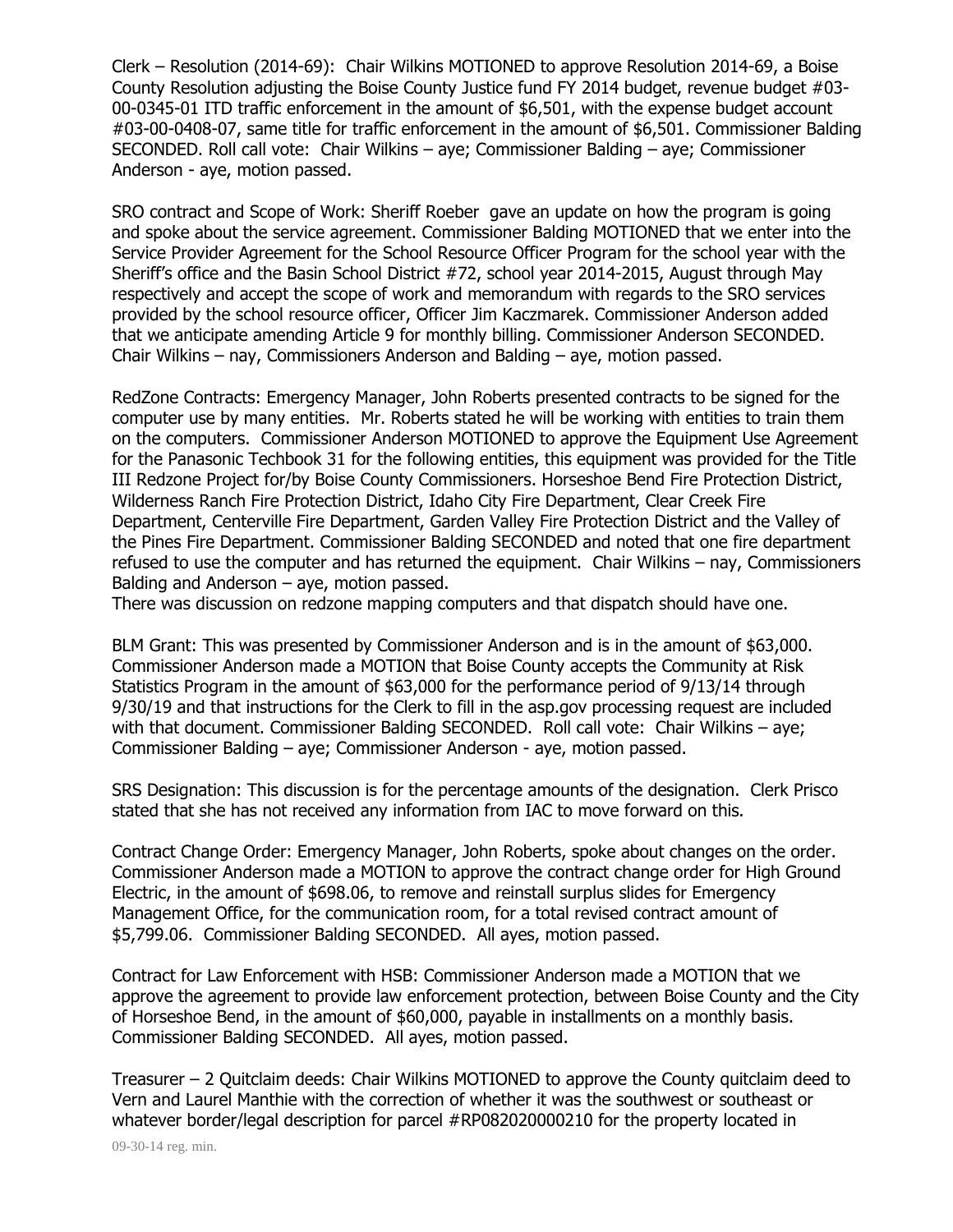Clerk – Resolution (2014-69): Chair Wilkins MOTIONED to approve Resolution 2014-69, a Boise County Resolution adjusting the Boise County Justice fund FY 2014 budget, revenue budget #03-00-0345-01 ITD traffic enforcement in the amount of $6,501, with the expense budget account #03-00-0408-07, same title for traffic enforcement in the amount of $6,501. Commissioner Balding SECONDED. Roll call vote: Chair Wilkins – aye; Commissioner Balding – aye; Commissioner Anderson - aye, motion passed.

SRO contract and Scope of Work: Sheriff Roeber gave an update on how the program is going and spoke about the service agreement. Commissioner Balding MOTIONED that we enter into the Service Provider Agreement for the School Resource Officer Program for the school year with the Sheriff's office and the Basin School District #72, school year 2014-2015, August through May respectively and accept the scope of work and memorandum with regards to the SRO services provided by the school resource officer, Officer Jim Kaczmarek. Commissioner Anderson added that we anticipate amending Article 9 for monthly billing. Commissioner Anderson SECONDED. Chair Wilkins – nay, Commissioners Anderson and Balding – aye, motion passed.

RedZone Contracts: Emergency Manager, John Roberts presented contracts to be signed for the computer use by many entities. Mr. Roberts stated he will be working with entities to train them on the computers. Commissioner Anderson MOTIONED to approve the Equipment Use Agreement for the Panasonic Techbook 31 for the following entities, this equipment was provided for the Title III Redzone Project for/by Boise County Commissioners. Horseshoe Bend Fire Protection District, Wilderness Ranch Fire Protection District, Idaho City Fire Department, Clear Creek Fire Department, Centerville Fire Department, Garden Valley Fire Protection District and the Valley of the Pines Fire Department. Commissioner Balding SECONDED and noted that one fire department refused to use the computer and has returned the equipment. Chair Wilkins – nay, Commissioners Balding and Anderson – aye, motion passed.
There was discussion on redzone mapping computers and that dispatch should have one.

BLM Grant: This was presented by Commissioner Anderson and is in the amount of $63,000. Commissioner Anderson made a MOTION that Boise County accepts the Community at Risk Statistics Program in the amount of $63,000 for the performance period of 9/13/14 through 9/30/19 and that instructions for the Clerk to fill in the asp.gov processing request are included with that document. Commissioner Balding SECONDED. Roll call vote: Chair Wilkins – aye; Commissioner Balding – aye; Commissioner Anderson - aye, motion passed.

SRS Designation: This discussion is for the percentage amounts of the designation. Clerk Prisco stated that she has not received any information from IAC to move forward on this.

Contract Change Order: Emergency Manager, John Roberts, spoke about changes on the order. Commissioner Anderson made a MOTION to approve the contract change order for High Ground Electric, in the amount of $698.06, to remove and reinstall surplus slides for Emergency Management Office, for the communication room, for a total revised contract amount of $5,799.06. Commissioner Balding SECONDED. All ayes, motion passed.

Contract for Law Enforcement with HSB: Commissioner Anderson made a MOTION that we approve the agreement to provide law enforcement protection, between Boise County and the City of Horseshoe Bend, in the amount of $60,000, payable in installments on a monthly basis. Commissioner Balding SECONDED. All ayes, motion passed.

Treasurer – 2 Quitclaim deeds: Chair Wilkins MOTIONED to approve the County quitclaim deed to Vern and Laurel Manthie with the correction of whether it was the southwest or southeast or whatever border/legal description for parcel #RP082020000210 for the property located in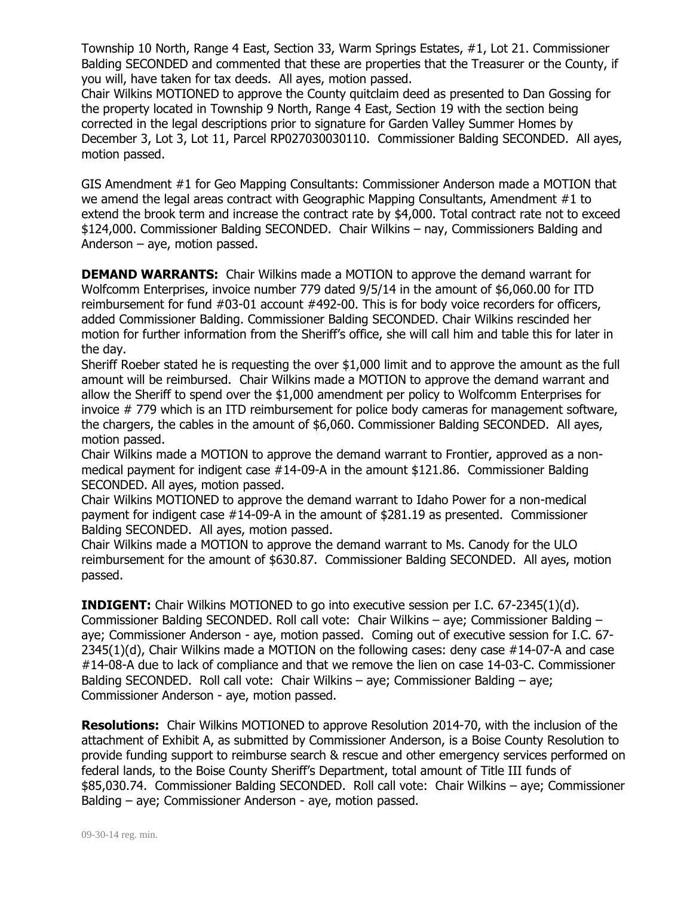Township 10 North, Range 4 East, Section 33, Warm Springs Estates, #1, Lot 21. Commissioner Balding SECONDED and commented that these are properties that the Treasurer or the County, if you will, have taken for tax deeds. All ayes, motion passed.

Chair Wilkins MOTIONED to approve the County quitclaim deed as presented to Dan Gossing for the property located in Township 9 North, Range 4 East, Section 19 with the section being corrected in the legal descriptions prior to signature for Garden Valley Summer Homes by December 3, Lot 3, Lot 11, Parcel RP027030030110. Commissioner Balding SECONDED. All ayes, motion passed.

GIS Amendment #1 for Geo Mapping Consultants: Commissioner Anderson made a MOTION that we amend the legal areas contract with Geographic Mapping Consultants, Amendment #1 to extend the brook term and increase the contract rate by $4,000. Total contract rate not to exceed $124,000. Commissioner Balding SECONDED. Chair Wilkins – nay, Commissioners Balding and Anderson – aye, motion passed.

**DEMAND WARRANTS:** Chair Wilkins made a MOTION to approve the demand warrant for Wolfcomm Enterprises, invoice number 779 dated 9/5/14 in the amount of $6,060.00 for ITD reimbursement for fund #03-01 account #492-00. This is for body voice recorders for officers, added Commissioner Balding. Commissioner Balding SECONDED. Chair Wilkins rescinded her motion for further information from the Sheriff's office, she will call him and table this for later in the day.

Sheriff Roeber stated he is requesting the over $1,000 limit and to approve the amount as the full amount will be reimbursed. Chair Wilkins made a MOTION to approve the demand warrant and allow the Sheriff to spend over the $1,000 amendment per policy to Wolfcomm Enterprises for invoice # 779 which is an ITD reimbursement for police body cameras for management software, the chargers, the cables in the amount of $6,060. Commissioner Balding SECONDED. All ayes, motion passed.

Chair Wilkins made a MOTION to approve the demand warrant to Frontier, approved as a non-medical payment for indigent case #14-09-A in the amount $121.86. Commissioner Balding SECONDED. All ayes, motion passed.

Chair Wilkins MOTIONED to approve the demand warrant to Idaho Power for a non-medical payment for indigent case #14-09-A in the amount of $281.19 as presented. Commissioner Balding SECONDED. All ayes, motion passed.

Chair Wilkins made a MOTION to approve the demand warrant to Ms. Canody for the ULO reimbursement for the amount of $630.87. Commissioner Balding SECONDED. All ayes, motion passed.

**INDIGENT:** Chair Wilkins MOTIONED to go into executive session per I.C. 67-2345(1)(d). Commissioner Balding SECONDED. Roll call vote: Chair Wilkins – aye; Commissioner Balding – aye; Commissioner Anderson - aye, motion passed. Coming out of executive session for I.C. 67-2345(1)(d), Chair Wilkins made a MOTION on the following cases: deny case #14-07-A and case #14-08-A due to lack of compliance and that we remove the lien on case 14-03-C. Commissioner Balding SECONDED. Roll call vote: Chair Wilkins – aye; Commissioner Balding – aye; Commissioner Anderson - aye, motion passed.

**Resolutions:** Chair Wilkins MOTIONED to approve Resolution 2014-70, with the inclusion of the attachment of Exhibit A, as submitted by Commissioner Anderson, is a Boise County Resolution to provide funding support to reimburse search & rescue and other emergency services performed on federal lands, to the Boise County Sheriff's Department, total amount of Title III funds of $85,030.74. Commissioner Balding SECONDED. Roll call vote: Chair Wilkins – aye; Commissioner Balding – aye; Commissioner Anderson - aye, motion passed.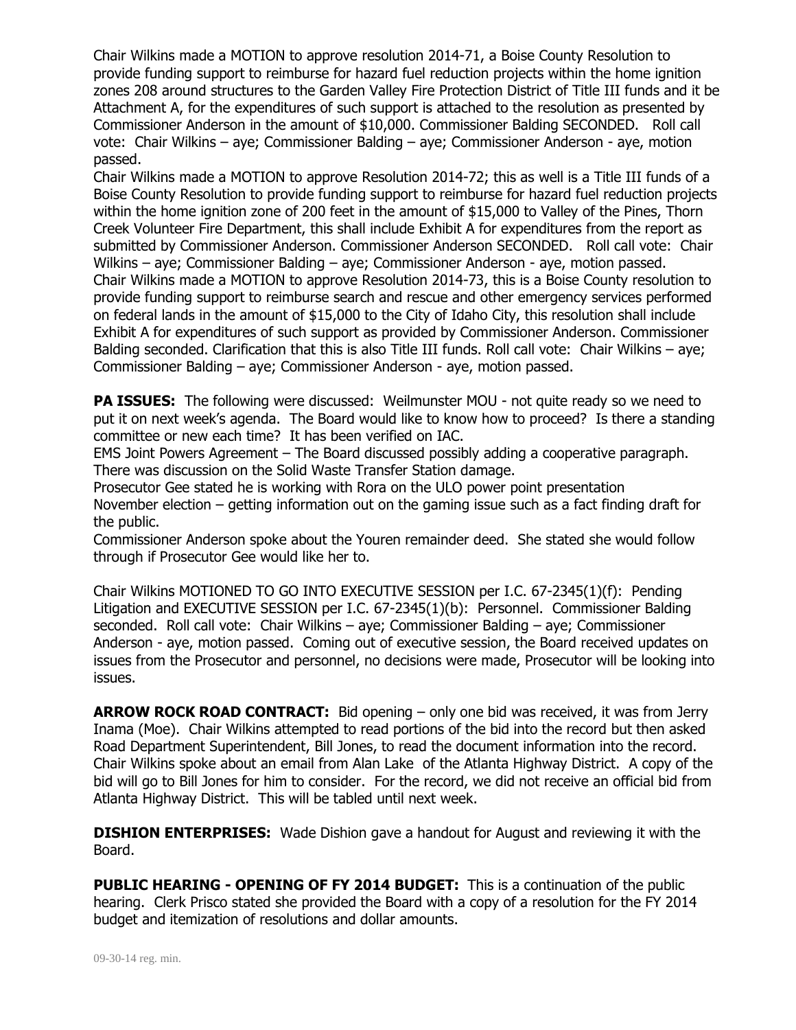Chair Wilkins made a MOTION to approve resolution 2014-71, a Boise County Resolution to provide funding support to reimburse for hazard fuel reduction projects within the home ignition zones 208 around structures to the Garden Valley Fire Protection District of Title III funds and it be Attachment A, for the expenditures of such support is attached to the resolution as presented by Commissioner Anderson in the amount of $10,000. Commissioner Balding SECONDED. Roll call vote: Chair Wilkins – aye; Commissioner Balding – aye; Commissioner Anderson - aye, motion passed.

Chair Wilkins made a MOTION to approve Resolution 2014-72; this as well is a Title III funds of a Boise County Resolution to provide funding support to reimburse for hazard fuel reduction projects within the home ignition zone of 200 feet in the amount of $15,000 to Valley of the Pines, Thorn Creek Volunteer Fire Department, this shall include Exhibit A for expenditures from the report as submitted by Commissioner Anderson. Commissioner Anderson SECONDED. Roll call vote: Chair Wilkins – aye; Commissioner Balding – aye; Commissioner Anderson - aye, motion passed.

Chair Wilkins made a MOTION to approve Resolution 2014-73, this is a Boise County resolution to provide funding support to reimburse search and rescue and other emergency services performed on federal lands in the amount of $15,000 to the City of Idaho City, this resolution shall include Exhibit A for expenditures of such support as provided by Commissioner Anderson. Commissioner Balding seconded. Clarification that this is also Title III funds. Roll call vote: Chair Wilkins – aye; Commissioner Balding – aye; Commissioner Anderson - aye, motion passed.

**PA ISSUES:** The following were discussed: Weilmunster MOU - not quite ready so we need to put it on next week's agenda. The Board would like to know how to proceed? Is there a standing committee or new each time? It has been verified on IAC.

EMS Joint Powers Agreement – The Board discussed possibly adding a cooperative paragraph.

There was discussion on the Solid Waste Transfer Station damage.

Prosecutor Gee stated he is working with Rora on the ULO power point presentation

November election – getting information out on the gaming issue such as a fact finding draft for the public.

Commissioner Anderson spoke about the Youren remainder deed. She stated she would follow through if Prosecutor Gee would like her to.

Chair Wilkins MOTIONED TO GO INTO EXECUTIVE SESSION per I.C. 67-2345(1)(f): Pending Litigation and EXECUTIVE SESSION per I.C. 67-2345(1)(b): Personnel. Commissioner Balding seconded. Roll call vote: Chair Wilkins – aye; Commissioner Balding – aye; Commissioner Anderson - aye, motion passed. Coming out of executive session, the Board received updates on issues from the Prosecutor and personnel, no decisions were made, Prosecutor will be looking into issues.

**ARROW ROCK ROAD CONTRACT:** Bid opening – only one bid was received, it was from Jerry Inama (Moe). Chair Wilkins attempted to read portions of the bid into the record but then asked Road Department Superintendent, Bill Jones, to read the document information into the record. Chair Wilkins spoke about an email from Alan Lake of the Atlanta Highway District. A copy of the bid will go to Bill Jones for him to consider. For the record, we did not receive an official bid from Atlanta Highway District. This will be tabled until next week.

**DISHION ENTERPRISES:** Wade Dishion gave a handout for August and reviewing it with the Board.

**PUBLIC HEARING - OPENING OF FY 2014 BUDGET:** This is a continuation of the public hearing. Clerk Prisco stated she provided the Board with a copy of a resolution for the FY 2014 budget and itemization of resolutions and dollar amounts.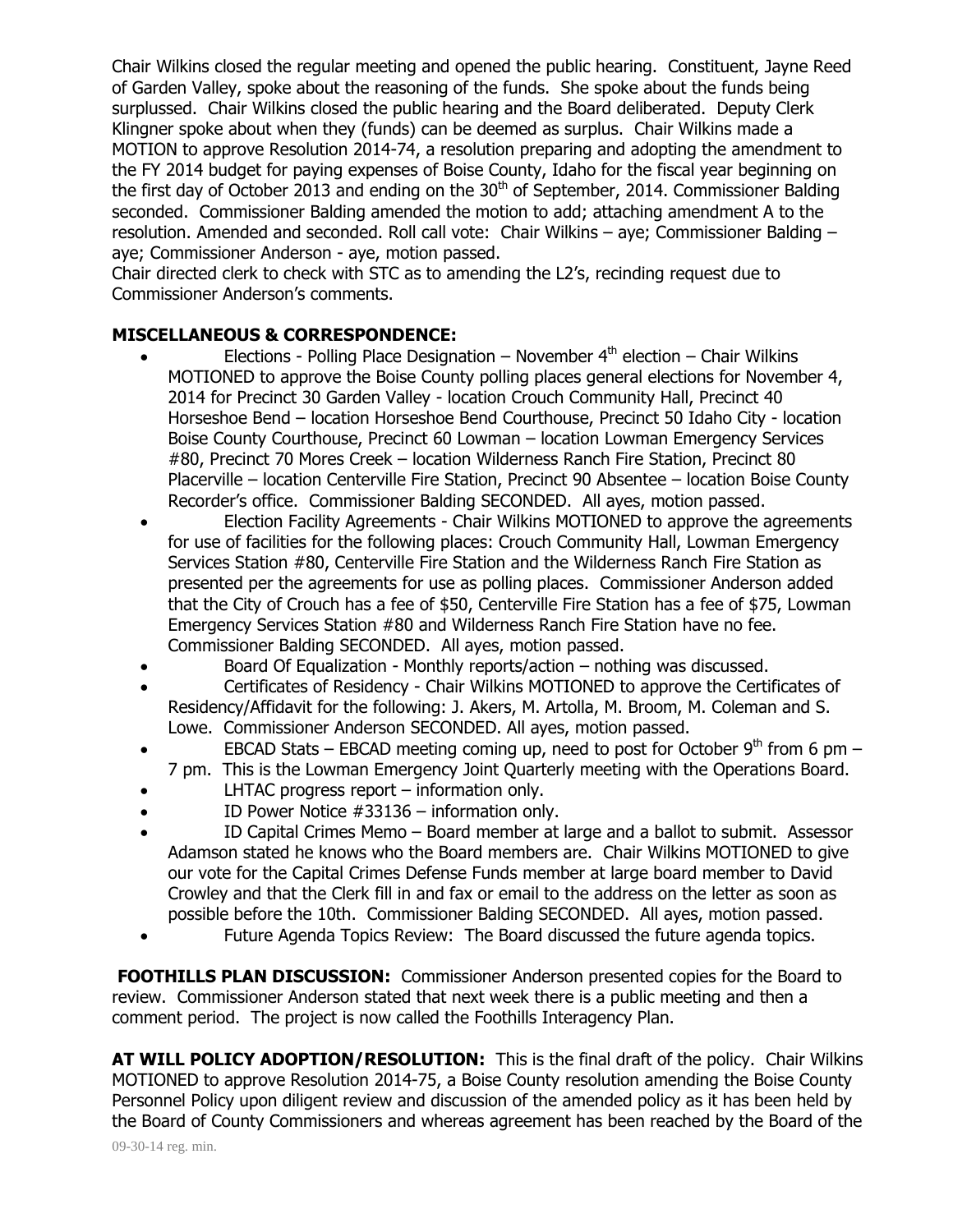Chair Wilkins closed the regular meeting and opened the public hearing. Constituent, Jayne Reed of Garden Valley, spoke about the reasoning of the funds. She spoke about the funds being surplussed. Chair Wilkins closed the public hearing and the Board deliberated. Deputy Clerk Klingner spoke about when they (funds) can be deemed as surplus. Chair Wilkins made a MOTION to approve Resolution 2014-74, a resolution preparing and adopting the amendment to the FY 2014 budget for paying expenses of Boise County, Idaho for the fiscal year beginning on the first day of October 2013 and ending on the 30th of September, 2014. Commissioner Balding seconded. Commissioner Balding amended the motion to add; attaching amendment A to the resolution. Amended and seconded. Roll call vote: Chair Wilkins – aye; Commissioner Balding – aye; Commissioner Anderson - aye, motion passed.

Chair directed clerk to check with STC as to amending the L2's, recinding request due to Commissioner Anderson's comments.

**MISCELLANEOUS & CORRESPONDENCE:**

- Elections - Polling Place Designation – November 4th election – Chair Wilkins MOTIONED to approve the Boise County polling places general elections for November 4, 2014 for Precinct 30 Garden Valley - location Crouch Community Hall, Precinct 40 Horseshoe Bend – location Horseshoe Bend Courthouse, Precinct 50 Idaho City - location Boise County Courthouse, Precinct 60 Lowman – location Lowman Emergency Services #80, Precinct 70 Mores Creek – location Wilderness Ranch Fire Station, Precinct 80 Placerville – location Centerville Fire Station, Precinct 90 Absentee – location Boise County Recorder's office. Commissioner Balding SECONDED. All ayes, motion passed.
- Election Facility Agreements - Chair Wilkins MOTIONED to approve the agreements for use of facilities for the following places: Crouch Community Hall, Lowman Emergency Services Station #80, Centerville Fire Station and the Wilderness Ranch Fire Station as presented per the agreements for use as polling places. Commissioner Anderson added that the City of Crouch has a fee of $50, Centerville Fire Station has a fee of $75, Lowman Emergency Services Station #80 and Wilderness Ranch Fire Station have no fee. Commissioner Balding SECONDED. All ayes, motion passed.
- Board Of Equalization - Monthly reports/action – nothing was discussed.
- Certificates of Residency - Chair Wilkins MOTIONED to approve the Certificates of Residency/Affidavit for the following: J. Akers, M. Artolla, M. Broom, M. Coleman and S. Lowe. Commissioner Anderson SECONDED. All ayes, motion passed.
- EBCAD Stats – EBCAD meeting coming up, need to post for October 9th from 6 pm – 7 pm. This is the Lowman Emergency Joint Quarterly meeting with the Operations Board.
- LHTAC progress report – information only.
- ID Power Notice #33136 – information only.
- ID Capital Crimes Memo – Board member at large and a ballot to submit. Assessor Adamson stated he knows who the Board members are. Chair Wilkins MOTIONED to give our vote for the Capital Crimes Defense Funds member at large board member to David Crowley and that the Clerk fill in and fax or email to the address on the letter as soon as possible before the 10th. Commissioner Balding SECONDED. All ayes, motion passed.
- Future Agenda Topics Review: The Board discussed the future agenda topics.

**FOOTHILLS PLAN DISCUSSION:** Commissioner Anderson presented copies for the Board to review. Commissioner Anderson stated that next week there is a public meeting and then a comment period. The project is now called the Foothills Interagency Plan.

**AT WILL POLICY ADOPTION/RESOLUTION:** This is the final draft of the policy. Chair Wilkins MOTIONED to approve Resolution 2014-75, a Boise County resolution amending the Boise County Personnel Policy upon diligent review and discussion of the amended policy as it has been held by the Board of County Commissioners and whereas agreement has been reached by the Board of the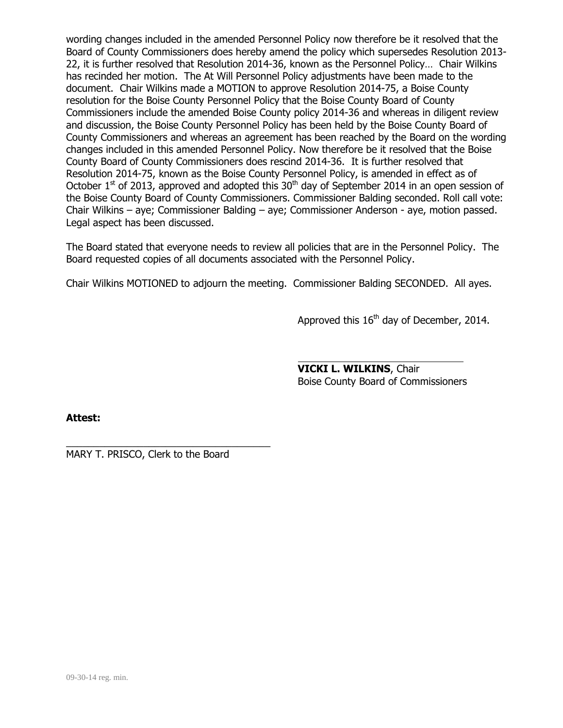wording changes included in the amended Personnel Policy now therefore be it resolved that the Board of County Commissioners does hereby amend the policy which supersedes Resolution 2013-22, it is further resolved that Resolution 2014-36, known as the Personnel Policy… Chair Wilkins has recinded her motion. The At Will Personnel Policy adjustments have been made to the document. Chair Wilkins made a MOTION to approve Resolution 2014-75, a Boise County resolution for the Boise County Personnel Policy that the Boise County Board of County Commissioners include the amended Boise County policy 2014-36 and whereas in diligent review and discussion, the Boise County Personnel Policy has been held by the Boise County Board of County Commissioners and whereas an agreement has been reached by the Board on the wording changes included in this amended Personnel Policy. Now therefore be it resolved that the Boise County Board of County Commissioners does rescind 2014-36. It is further resolved that Resolution 2014-75, known as the Boise County Personnel Policy, is amended in effect as of October 1st of 2013, approved and adopted this 30th day of September 2014 in an open session of the Boise County Board of County Commissioners. Commissioner Balding seconded. Roll call vote: Chair Wilkins – aye; Commissioner Balding – aye; Commissioner Anderson - aye, motion passed. Legal aspect has been discussed.

The Board stated that everyone needs to review all policies that are in the Personnel Policy. The Board requested copies of all documents associated with the Personnel Policy.

Chair Wilkins MOTIONED to adjourn the meeting. Commissioner Balding SECONDED. All ayes.

Approved this 16th day of December, 2014.

\_\_\_\_\_\_\_\_\_\_\_\_\_\_\_\_\_\_\_\_\_\_\_\_\_\_\_\_\_\_\_\_

**VICKI L. WILKINS**, Chair
Boise County Board of Commissioners

**Attest:**

\_\_\_\_\_\_\_\_\_\_\_\_\_\_\_\_\_\_\_\_\_\_\_\_\_\_\_\_\_\_\_\_\_\_\_\_\_
MARY T. PRISCO, Clerk to the Board